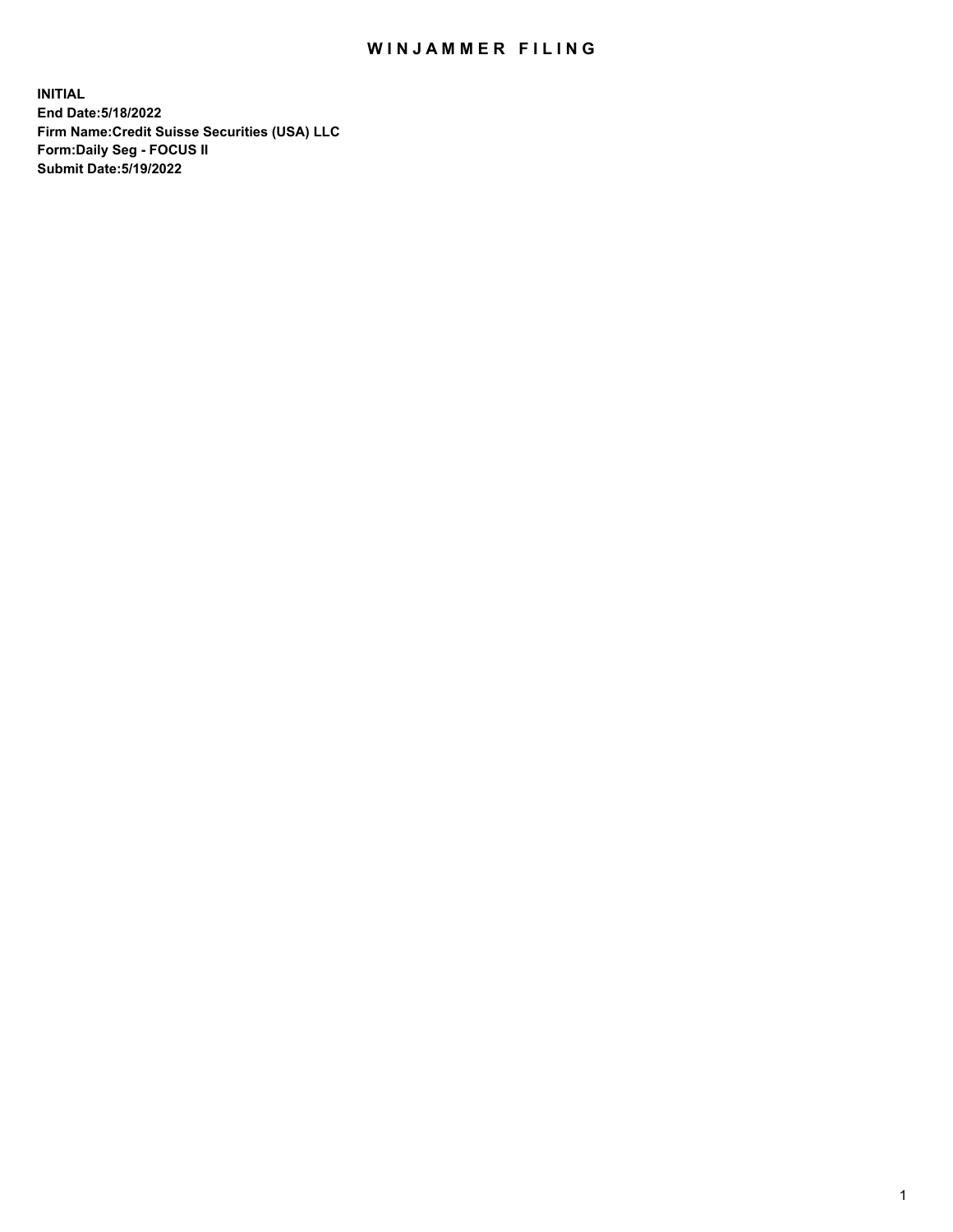# WINJAMMER FILING

**INITIAL**
**End Date:5/18/2022**
**Firm Name:Credit Suisse Securities (USA) LLC**
**Form:Daily Seg - FOCUS II**
**Submit Date:5/19/2022**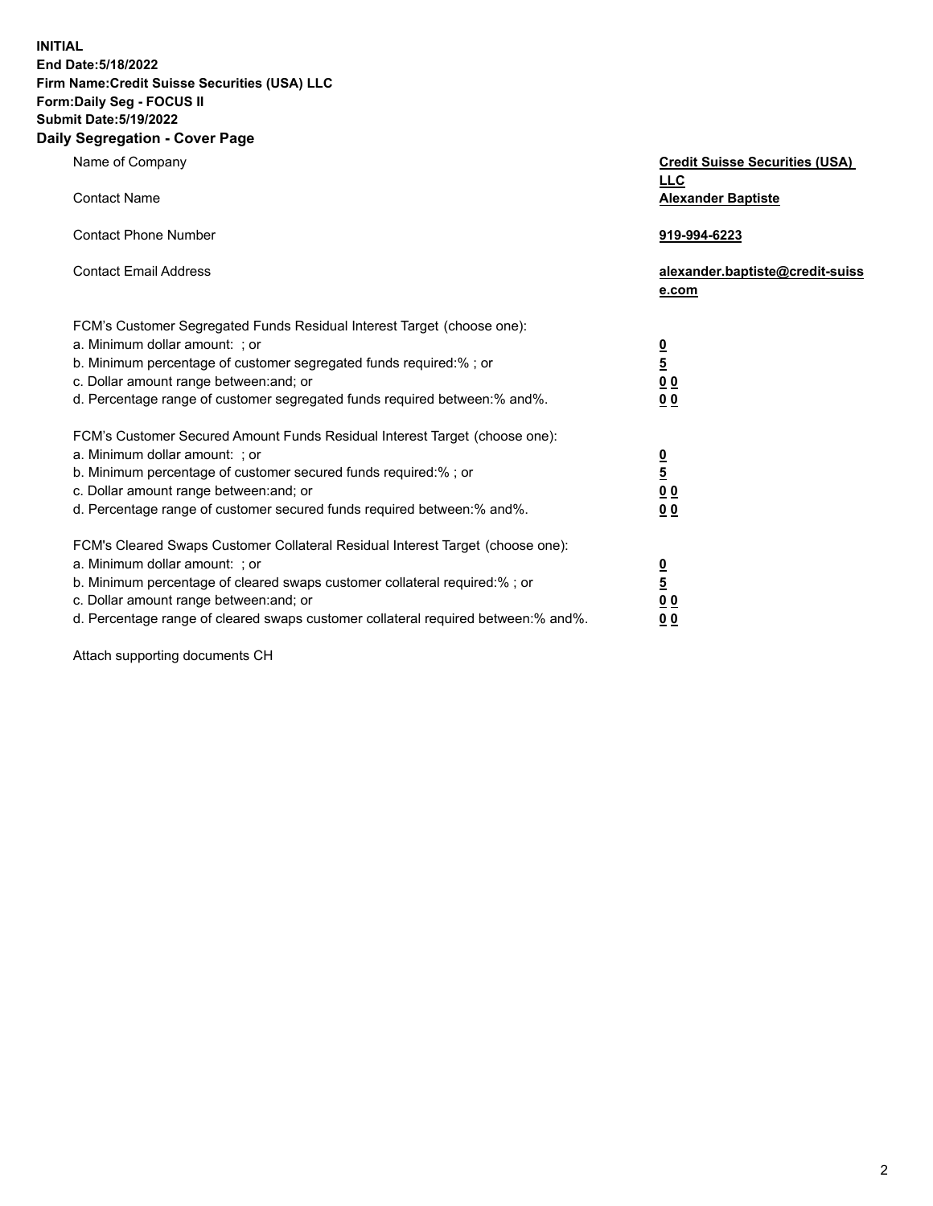**INITIAL**
**End Date:5/18/2022**
**Firm Name:Credit Suisse Securities (USA) LLC**
**Form:Daily Seg - FOCUS II**
**Submit Date:5/19/2022**

## Daily Segregation - Cover Page

| | |
|---|---|
| Name of Company | **Credit Suisse Securities (USA) LLC** |
| Contact Name | **Alexander Baptiste** |
| Contact Phone Number | **919-994-6223** |
| Contact Email Address | **alexander.baptiste@credit-suisse.com** |

| | |
|---|---|
| FCM's Customer Segregated Funds Residual Interest Target (choose one): | |
| a. Minimum dollar amount: ; or | **0** |
| b. Minimum percentage of customer segregated funds required:% ; or | **5** |
| c. Dollar amount range between:and; or | **0 0** |
| d. Percentage range of customer segregated funds required between:% and%. | **0 0** |
| FCM's Customer Secured Amount Funds Residual Interest Target (choose one): | |
| a. Minimum dollar amount: ; or | **0** |
| b. Minimum percentage of customer secured funds required:% ; or | **5** |
| c. Dollar amount range between:and; or | **0 0** |
| d. Percentage range of customer secured funds required between:% and%. | **0 0** |
| FCM's Cleared Swaps Customer Collateral Residual Interest Target (choose one): | |
| a. Minimum dollar amount: ; or | **0** |
| b. Minimum percentage of cleared swaps customer collateral required:% ; or | **5** |
| c. Dollar amount range between:and; or | **0 0** |
| d. Percentage range of cleared swaps customer collateral required between:% and%. | **0 0** |

Attach supporting documents CH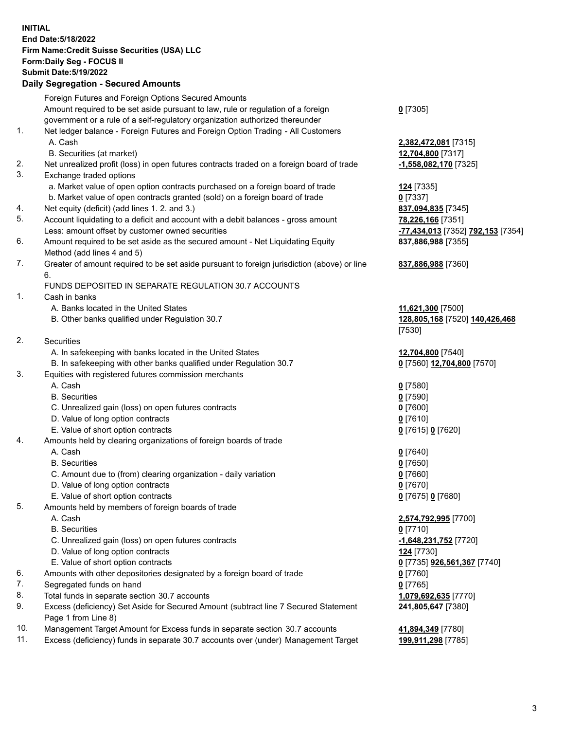**INITIAL**
**End Date:5/18/2022**
**Firm Name:Credit Suisse Securities (USA) LLC**
**Form:Daily Seg - FOCUS II**
**Submit Date:5/19/2022**

## Daily Segregation - Secured Amounts

| | | |
|---|---|---|
| | Foreign Futures and Foreign Options Secured Amounts | |
| | Amount required to be set aside pursuant to law, rule or regulation of a foreign government or a rule of a self-regulatory organization authorized thereunder | **0** [7305] |
| 1. | Net ledger balance - Foreign Futures and Foreign Option Trading - All Customers | |
| | A. Cash | **2,382,472,081** [7315] |
| | B. Securities (at market) | **12,704,800** [7317] |
| 2. | Net unrealized profit (loss) in open futures contracts traded on a foreign board of trade | **-1,558,082,170** [7325] |
| 3. | Exchange traded options | |
| | a. Market value of open option contracts purchased on a foreign board of trade | **124** [7335] |
| | b. Market value of open contracts granted (sold) on a foreign board of trade | **0** [7337] |
| 4. | Net equity (deficit) (add lines 1. 2. and 3.) | **837,094,835** [7345] |
| 5. | Account liquidating to a deficit and account with a debit balances - gross amount | **78,226,166** [7351] |
| | Less: amount offset by customer owned securities | **-77,434,013** [7352] **792,153** [7354] |
| 6. | Amount required to be set aside as the secured amount - Net Liquidating Equity Method (add lines 4 and 5) | **837,886,988** [7355] |
| 7. | Greater of amount required to be set aside pursuant to foreign jurisdiction (above) or line 6. | **837,886,988** [7360] |
| | FUNDS DEPOSITED IN SEPARATE REGULATION 30.7 ACCOUNTS | |
| 1. | Cash in banks | |
| | A. Banks located in the United States | **11,621,300** [7500] |
| | B. Other banks qualified under Regulation 30.7 | **128,805,168** [7520] **140,426,468** [7530] |
| 2. | Securities | |
| | A. In safekeeping with banks located in the United States | **12,704,800** [7540] |
| | B. In safekeeping with other banks qualified under Regulation 30.7 | **0** [7560] **12,704,800** [7570] |
| 3. | Equities with registered futures commission merchants | |
| | A. Cash | **0** [7580] |
| | B. Securities | **0** [7590] |
| | C. Unrealized gain (loss) on open futures contracts | **0** [7600] |
| | D. Value of long option contracts | **0** [7610] |
| | E. Value of short option contracts | **0** [7615] **0** [7620] |
| 4. | Amounts held by clearing organizations of foreign boards of trade | |
| | A. Cash | **0** [7640] |
| | B. Securities | **0** [7650] |
| | C. Amount due to (from) clearing organization - daily variation | **0** [7660] |
| | D. Value of long option contracts | **0** [7670] |
| | E. Value of short option contracts | **0** [7675] **0** [7680] |
| 5. | Amounts held by members of foreign boards of trade | |
| | A. Cash | **2,574,792,995** [7700] |
| | B. Securities | **0** [7710] |
| | C. Unrealized gain (loss) on open futures contracts | **-1,648,231,752** [7720] |
| | D. Value of long option contracts | **124** [7730] |
| | E. Value of short option contracts | **0** [7735] **926,561,367** [7740] |
| 6. | Amounts with other depositories designated by a foreign board of trade | **0** [7760] |
| 7. | Segregated funds on hand | **0** [7765] |
| 8. | Total funds in separate section 30.7 accounts | **1,079,692,635** [7770] |
| 9. | Excess (deficiency) Set Aside for Secured Amount (subtract line 7 Secured Statement Page 1 from Line 8) | **241,805,647** [7380] |
| 10. | Management Target Amount for Excess funds in separate section 30.7 accounts | **41,894,349** [7780] |
| 11. | Excess (deficiency) funds in separate 30.7 accounts over (under) Management Target | **199,911,298** [7785] |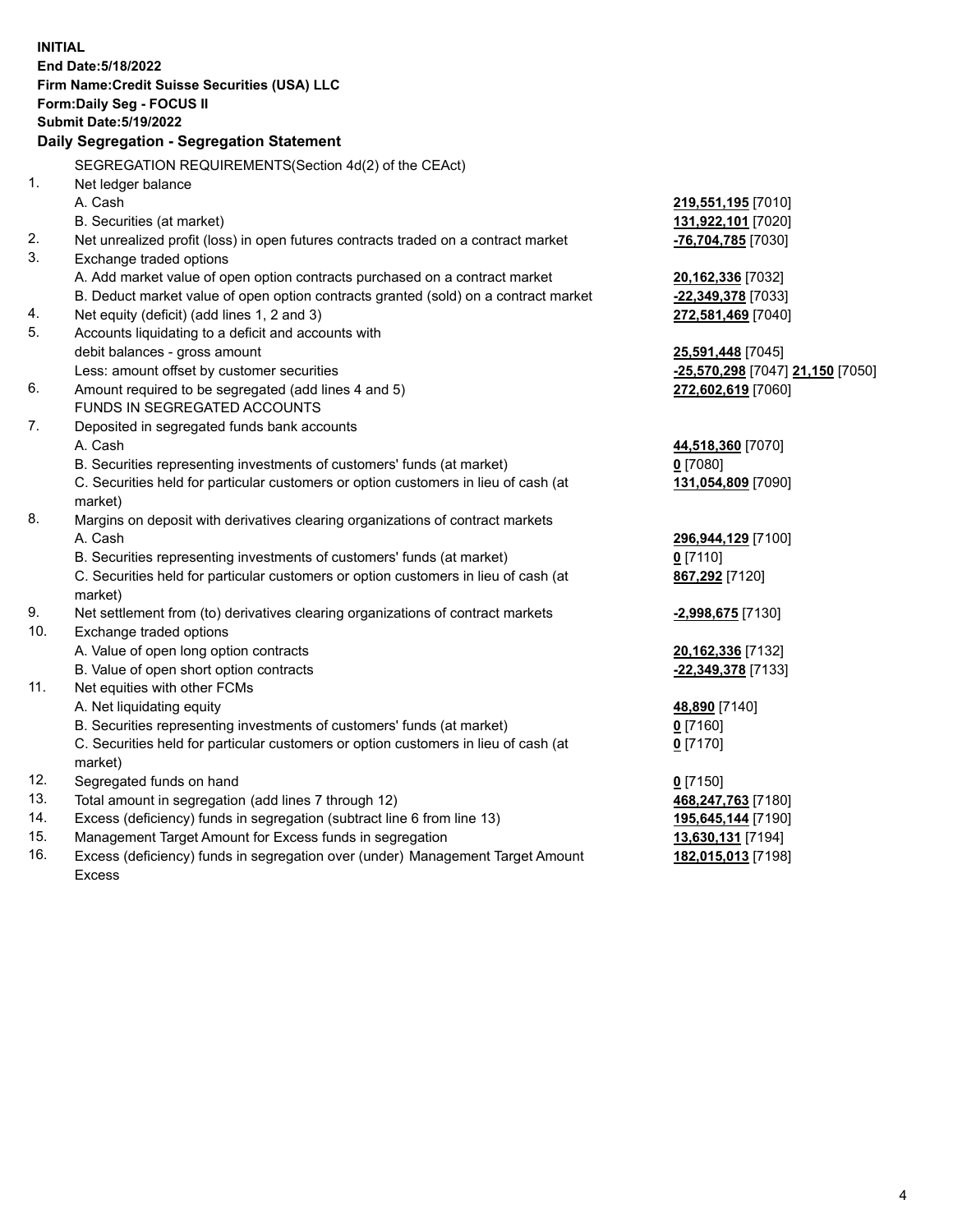**INITIAL**
**End Date:5/18/2022**
**Firm Name:Credit Suisse Securities (USA) LLC**
**Form:Daily Seg - FOCUS II**
**Submit Date:5/19/2022**

**Daily Segregation - Segregation Statement**

SEGREGATION REQUIREMENTS(Section 4d(2) of the CEAct)

| | | |
|---|---|---|
| 1. | Net ledger balance | |
| | A. Cash | **219,551,195** [7010] |
| | B. Securities (at market) | **131,922,101** [7020] |
| 2. | Net unrealized profit (loss) in open futures contracts traded on a contract market | **-76,704,785** [7030] |
| 3. | Exchange traded options | |
| | A. Add market value of open option contracts purchased on a contract market | **20,162,336** [7032] |
| | B. Deduct market value of open option contracts granted (sold) on a contract market | **-22,349,378** [7033] |
| 4. | Net equity (deficit) (add lines 1, 2 and 3) | **272,581,469** [7040] |
| 5. | Accounts liquidating to a deficit and accounts with debit balances - gross amount | **25,591,448** [7045] |
| | Less: amount offset by customer securities | **-25,570,298** [7047] **21,150** [7050] |
| 6. | Amount required to be segregated (add lines 4 and 5) | **272,602,619** [7060] |
| | FUNDS IN SEGREGATED ACCOUNTS | |
| 7. | Deposited in segregated funds bank accounts | |
| | A. Cash | **44,518,360** [7070] |
| | B. Securities representing investments of customers' funds (at market) | **0** [7080] |
| | C. Securities held for particular customers or option customers in lieu of cash (at market) | **131,054,809** [7090] |
| 8. | Margins on deposit with derivatives clearing organizations of contract markets | |
| | A. Cash | **296,944,129** [7100] |
| | B. Securities representing investments of customers' funds (at market) | **0** [7110] |
| | C. Securities held for particular customers or option customers in lieu of cash (at market) | **867,292** [7120] |
| 9. | Net settlement from (to) derivatives clearing organizations of contract markets | **-2,998,675** [7130] |
| 10. | Exchange traded options | |
| | A. Value of open long option contracts | **20,162,336** [7132] |
| | B. Value of open short option contracts | **-22,349,378** [7133] |
| 11. | Net equities with other FCMs | |
| | A. Net liquidating equity | **48,890** [7140] |
| | B. Securities representing investments of customers' funds (at market) | **0** [7160] |
| | C. Securities held for particular customers or option customers in lieu of cash (at market) | **0** [7170] |
| 12. | Segregated funds on hand | **0** [7150] |
| 13. | Total amount in segregation (add lines 7 through 12) | **468,247,763** [7180] |
| 14. | Excess (deficiency) funds in segregation (subtract line 6 from line 13) | **195,645,144** [7190] |
| 15. | Management Target Amount for Excess funds in segregation | **13,630,131** [7194] |
| 16. | Excess (deficiency) funds in segregation over (under) Management Target Amount Excess | **182,015,013** [7198] |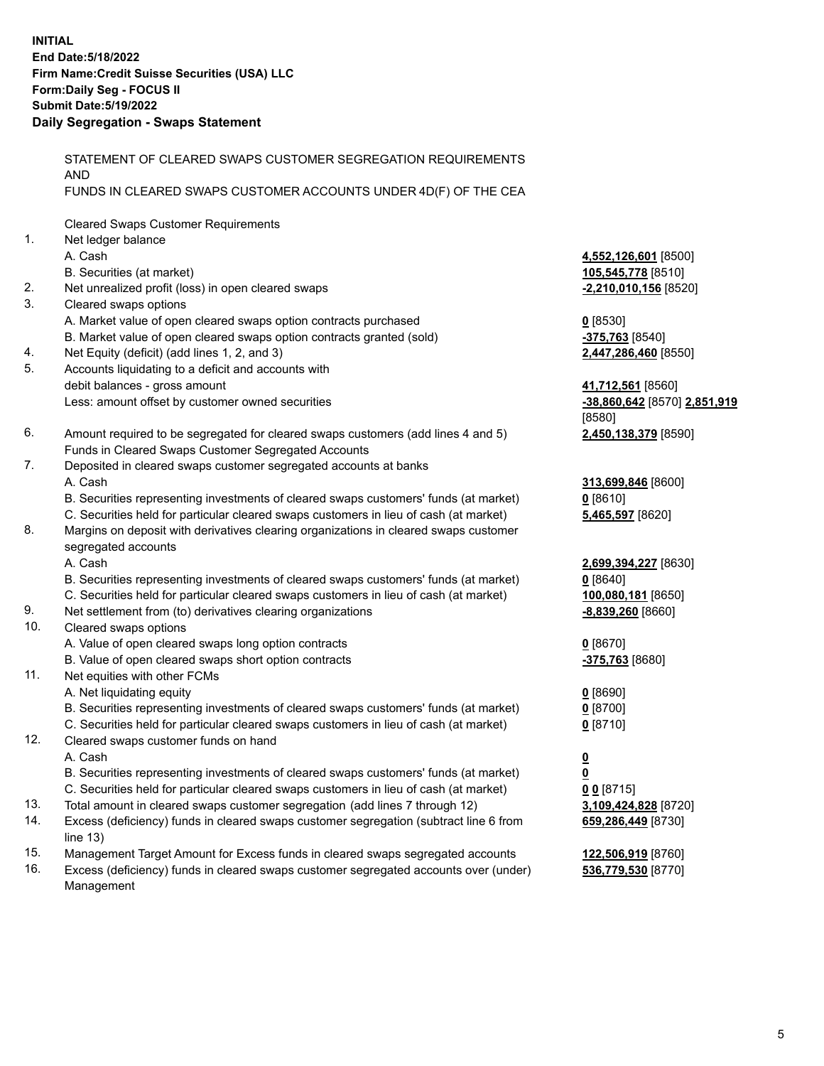**INITIAL**
**End Date:5/18/2022**
**Firm Name:Credit Suisse Securities (USA) LLC**
**Form:Daily Seg - FOCUS II**
**Submit Date:5/19/2022**
**Daily Segregation - Swaps Statement**

STATEMENT OF CLEARED SWAPS CUSTOMER SEGREGATION REQUIREMENTS AND
FUNDS IN CLEARED SWAPS CUSTOMER ACCOUNTS UNDER 4D(F) OF THE CEA

| | | |
|---|---|---|
| | Cleared Swaps Customer Requirements | |
| 1. | Net ledger balance | |
| | A. Cash | **4,552,126,601** [8500] |
| | B. Securities (at market) | **105,545,778** [8510] |
| 2. | Net unrealized profit (loss) in open cleared swaps | **-2,210,010,156** [8520] |
| 3. | Cleared swaps options | |
| | A. Market value of open cleared swaps option contracts purchased | **0** [8530] |
| | B. Market value of open cleared swaps option contracts granted (sold) | **-375,763** [8540] |
| 4. | Net Equity (deficit) (add lines 1, 2, and 3) | **2,447,286,460** [8550] |
| 5. | Accounts liquidating to a deficit and accounts with debit balances - gross amount | **41,712,561** [8560] |
| | Less: amount offset by customer owned securities | **-38,860,642** [8570] **2,851,919** [8580] |
| 6. | Amount required to be segregated for cleared swaps customers (add lines 4 and 5) | **2,450,138,379** [8590] |
| | Funds in Cleared Swaps Customer Segregated Accounts | |
| 7. | Deposited in cleared swaps customer segregated accounts at banks | |
| | A. Cash | **313,699,846** [8600] |
| | B. Securities representing investments of cleared swaps customers' funds (at market) | **0** [8610] |
| | C. Securities held for particular cleared swaps customers in lieu of cash (at market) | **5,465,597** [8620] |
| 8. | Margins on deposit with derivatives clearing organizations in cleared swaps customer segregated accounts | |
| | A. Cash | **2,699,394,227** [8630] |
| | B. Securities representing investments of cleared swaps customers' funds (at market) | **0** [8640] |
| | C. Securities held for particular cleared swaps customers in lieu of cash (at market) | **100,080,181** [8650] |
| 9. | Net settlement from (to) derivatives clearing organizations | **-8,839,260** [8660] |
| 10. | Cleared swaps options | |
| | A. Value of open cleared swaps long option contracts | **0** [8670] |
| | B. Value of open cleared swaps short option contracts | **-375,763** [8680] |
| 11. | Net equities with other FCMs | |
| | A. Net liquidating equity | **0** [8690] |
| | B. Securities representing investments of cleared swaps customers' funds (at market) | **0** [8700] |
| | C. Securities held for particular cleared swaps customers in lieu of cash (at market) | **0** [8710] |
| 12. | Cleared swaps customer funds on hand | |
| | A. Cash | **0** |
| | B. Securities representing investments of cleared swaps customers' funds (at market) | **0** |
| | C. Securities held for particular cleared swaps customers in lieu of cash (at market) | **0** **0** [8715] |
| 13. | Total amount in cleared swaps customer segregation (add lines 7 through 12) | **3,109,424,828** [8720] |
| 14. | Excess (deficiency) funds in cleared swaps customer segregation (subtract line 6 from line 13) | **659,286,449** [8730] |
| 15. | Management Target Amount for Excess funds in cleared swaps segregated accounts | **122,506,919** [8760] |
| 16. | Excess (deficiency) funds in cleared swaps customer segregated accounts over (under) Management | **536,779,530** [8770] |